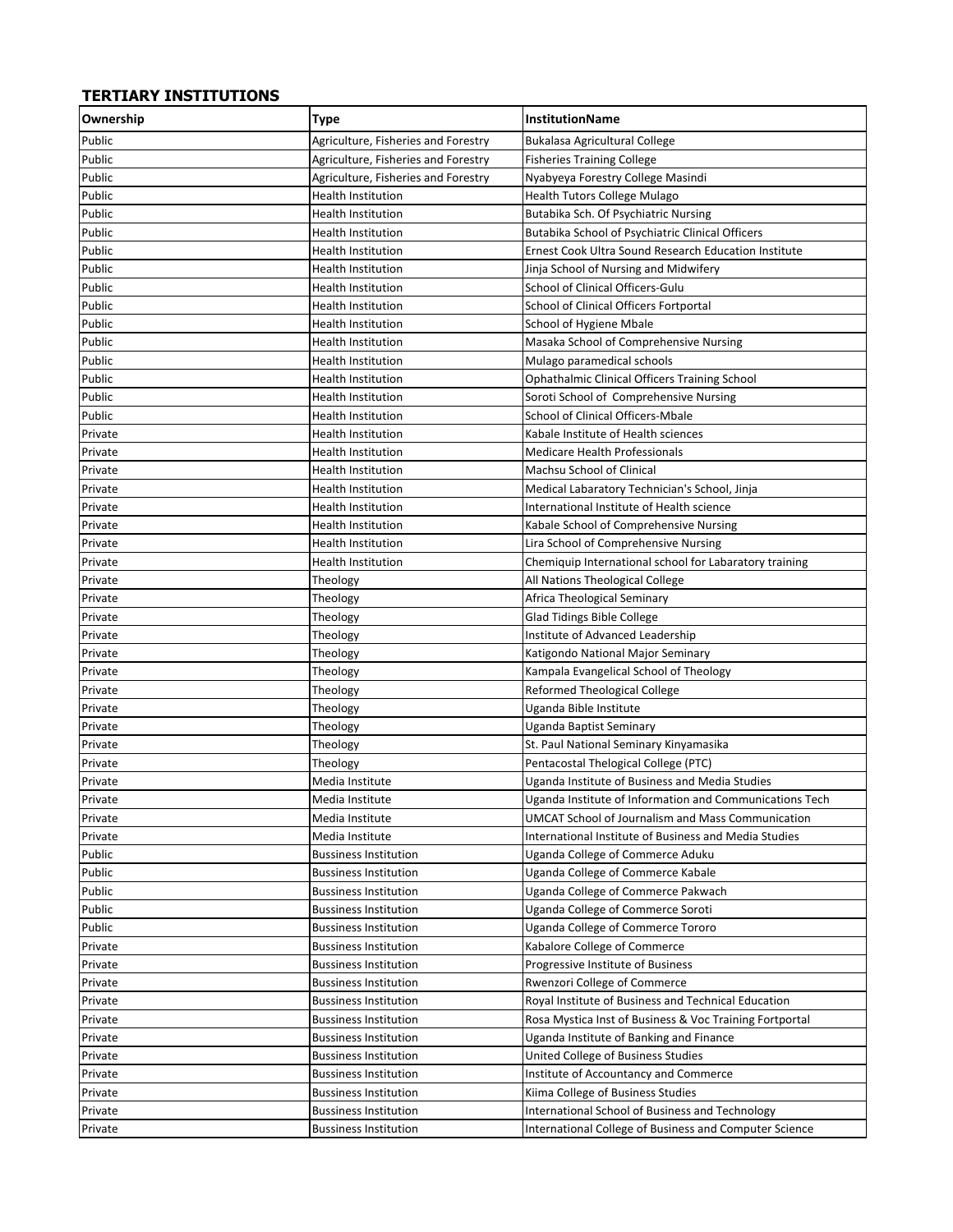**TERTIARY INSTITUTIONS**

| Ownership | Type | InstitutionName |
|---|---|---|
| Public | Agriculture, Fisheries and Forestry | Bukalasa Agricultural College |
| Public | Agriculture, Fisheries and Forestry | Fisheries Training College |
| Public | Agriculture, Fisheries and Forestry | Nyabyeya Forestry College Masindi |
| Public | Health Institution | Health Tutors College Mulago |
| Public | Health Institution | Butabika Sch. Of Psychiatric Nursing |
| Public | Health Institution | Butabika School of Psychiatric Clinical Officers |
| Public | Health Institution | Ernest Cook Ultra Sound Research Education Institute |
| Public | Health Institution | Jinja School of Nursing and Midwifery |
| Public | Health Institution | School of Clinical Officers-Gulu |
| Public | Health Institution | School of Clinical Officers Fortportal |
| Public | Health Institution | School of Hygiene Mbale |
| Public | Health Institution | Masaka School of Comprehensive Nursing |
| Public | Health Institution | Mulago paramedical schools |
| Public | Health Institution | Ophathalmic Clinical Officers Training School |
| Public | Health Institution | Soroti School of  Comprehensive Nursing |
| Public | Health Institution | School of Clinical Officers-Mbale |
| Private | Health Institution | Kabale Institute of Health sciences |
| Private | Health Institution | Medicare Health Professionals |
| Private | Health Institution | Machsu School of Clinical |
| Private | Health Institution | Medical Labaratory Technician's School, Jinja |
| Private | Health Institution | International Institute of Health science |
| Private | Health Institution | Kabale School of Comprehensive Nursing |
| Private | Health Institution | Lira School of Comprehensive Nursing |
| Private | Health Institution | Chemiquip International school for Labaratory training |
| Private | Theology | All Nations Theological College |
| Private | Theology | Africa Theological Seminary |
| Private | Theology | Glad Tidings Bible College |
| Private | Theology | Institute of Advanced Leadership |
| Private | Theology | Katigondo National Major Seminary |
| Private | Theology | Kampala Evangelical School of Theology |
| Private | Theology | Reformed Theological College |
| Private | Theology | Uganda Bible Institute |
| Private | Theology | Uganda Baptist Seminary |
| Private | Theology | St. Paul National Seminary Kinyamasika |
| Private | Theology | Pentacostal Thelogical College (PTC) |
| Private | Media Institute | Uganda Institute of Business and Media Studies |
| Private | Media Institute | Uganda Institute of Information and Communications Tech |
| Private | Media Institute | UMCAT School of Journalism and Mass Communication |
| Private | Media Institute | International Institute of Business and Media Studies |
| Public | Bussiness Institution | Uganda College of Commerce Aduku |
| Public | Bussiness Institution | Uganda College of Commerce Kabale |
| Public | Bussiness Institution | Uganda College of Commerce Pakwach |
| Public | Bussiness Institution | Uganda College of Commerce Soroti |
| Public | Bussiness Institution | Uganda College of Commerce Tororo |
| Private | Bussiness Institution | Kabalore College of Commerce |
| Private | Bussiness Institution | Progressive Institute of Business |
| Private | Bussiness Institution | Rwenzori College of Commerce |
| Private | Bussiness Institution | Royal Institute of Business and Technical Education |
| Private | Bussiness Institution | Rosa Mystica Inst of Business & Voc Training Fortportal |
| Private | Bussiness Institution | Uganda Institute of Banking and Finance |
| Private | Bussiness Institution | United College of Business Studies |
| Private | Bussiness Institution | Institute of Accountancy and Commerce |
| Private | Bussiness Institution | Kiima College of Business Studies |
| Private | Bussiness Institution | International School of Business and Technology |
| Private | Bussiness Institution | International College of Business and Computer Science |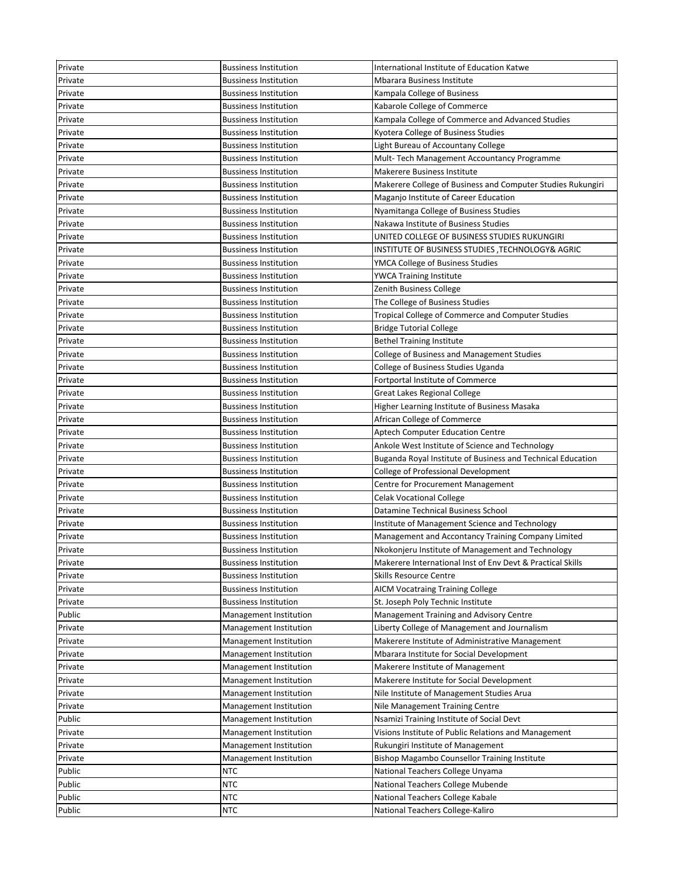| Private | Bussiness Institution | International Institute of Education Katwe |
|---|---|---|
| Private | Bussiness Institution | Mbarara Business Institute |
| Private | Bussiness Institution | Kampala College of Business |
| Private | Bussiness Institution | Kabarole College of Commerce |
| Private | Bussiness Institution | Kampala College of Commerce and Advanced Studies |
| Private | Bussiness Institution | Kyotera College of Business Studies |
| Private | Bussiness Institution | Light Bureau of Accountany College |
| Private | Bussiness Institution | Mult- Tech Management Accountancy Programme |
| Private | Bussiness Institution | Makerere Business Institute |
| Private | Bussiness Institution | Makerere College of Business and Computer Studies Rukungiri |
| Private | Bussiness Institution | Maganjo Institute of Career Education |
| Private | Bussiness Institution | Nyamitanga College of Business Studies |
| Private | Bussiness Institution | Nakawa Institute of Business Studies |
| Private | Bussiness Institution | UNITED COLLEGE OF BUSINESS STUDIES RUKUNGIRI |
| Private | Bussiness Institution | INSTITUTE OF BUSINESS STUDIES ,TECHNOLOGY& AGRIC |
| Private | Bussiness Institution | YMCA College of Business Studies |
| Private | Bussiness Institution | YWCA Training Institute |
| Private | Bussiness Institution | Zenith Business College |
| Private | Bussiness Institution | The College of Business Studies |
| Private | Bussiness Institution | Tropical College of Commerce and Computer Studies |
| Private | Bussiness Institution | Bridge Tutorial College |
| Private | Bussiness Institution | Bethel Training Institute |
| Private | Bussiness Institution | College of Business and Management Studies |
| Private | Bussiness Institution | College of Business Studies Uganda |
| Private | Bussiness Institution | Fortportal Institute of Commerce |
| Private | Bussiness Institution | Great Lakes Regional College |
| Private | Bussiness Institution | Higher Learning Institute of Business Masaka |
| Private | Bussiness Institution | African College of Commerce |
| Private | Bussiness Institution | Aptech Computer Education Centre |
| Private | Bussiness Institution | Ankole West Institute of Science and Technology |
| Private | Bussiness Institution | Buganda Royal Institute of Business and Technical Education |
| Private | Bussiness Institution | College of Professional Development |
| Private | Bussiness Institution | Centre for Procurement Management |
| Private | Bussiness Institution | Celak Vocational College |
| Private | Bussiness Institution | Datamine Technical Business School |
| Private | Bussiness Institution | Institute of Management Science and Technology |
| Private | Bussiness Institution | Management and Accontancy Training Company Limited |
| Private | Bussiness Institution | Nkokonjeru Institute of Management and Technology |
| Private | Bussiness Institution | Makerere International Inst of Env Devt & Practical Skills |
| Private | Bussiness Institution | Skills Resource Centre |
| Private | Bussiness Institution | AICM Vocatraing Training College |
| Private | Bussiness Institution | St. Joseph Poly Technic Institute |
| Public | Management Institution | Management Training and Advisory Centre |
| Private | Management Institution | Liberty College of Management and Journalism |
| Private | Management Institution | Makerere Institute of Administrative Management |
| Private | Management Institution | Mbarara Institute for Social Development |
| Private | Management Institution | Makerere Institute of Management |
| Private | Management Institution | Makerere Institute for Social Development |
| Private | Management Institution | Nile Institute of Management Studies Arua |
| Private | Management Institution | Nile Management Training Centre |
| Public | Management Institution | Nsamizi Training Institute of Social Devt |
| Private | Management Institution | Visions Institute of Public Relations and Management |
| Private | Management Institution | Rukungiri Institute of Management |
| Private | Management Institution | Bishop Magambo Counsellor Training Institute |
| Public | NTC | National Teachers College Unyama |
| Public | NTC | National Teachers College Mubende |
| Public | NTC | National Teachers College Kabale |
| Public | NTC | National Teachers College-Kaliro |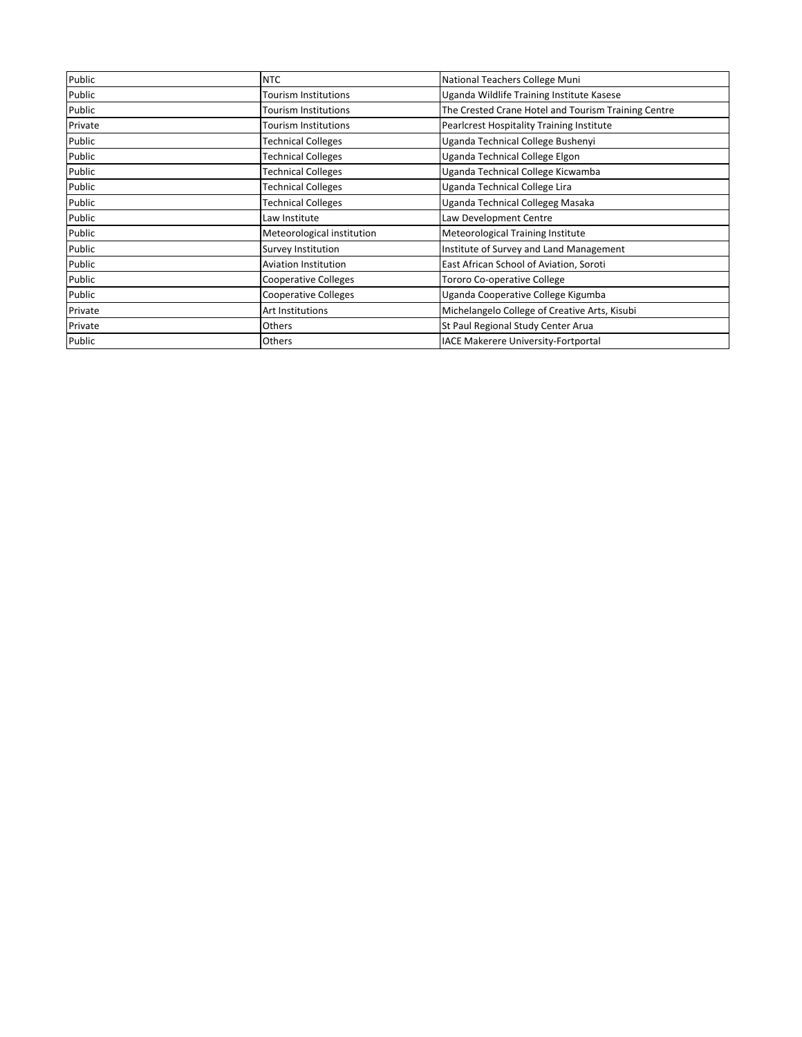| | | |
|---|---|---|
| Public | NTC | National Teachers College Muni |
| Public | Tourism Institutions | Uganda Wildlife Training Institute Kasese |
| Public | Tourism Institutions | The Crested Crane Hotel and Tourism Training Centre |
| Private | Tourism Institutions | Pearlcrest Hospitality Training Institute |
| Public | Technical Colleges | Uganda Technical College Bushenyi |
| Public | Technical Colleges | Uganda Technical College Elgon |
| Public | Technical Colleges | Uganda Technical College Kicwamba |
| Public | Technical Colleges | Uganda Technical College Lira |
| Public | Technical Colleges | Uganda Technical Collegeg Masaka |
| Public | Law Institute | Law Development Centre |
| Public | Meteorological institution | Meteorological Training Institute |
| Public | Survey Institution | Institute of Survey and Land Management |
| Public | Aviation Institution | East African School of Aviation, Soroti |
| Public | Cooperative Colleges | Tororo Co-operative College |
| Public | Cooperative Colleges | Uganda Cooperative College Kigumba |
| Private | Art Institutions | Michelangelo College of Creative Arts, Kisubi |
| Private | Others | St Paul Regional Study Center Arua |
| Public | Others | IACE Makerere University-Fortportal |